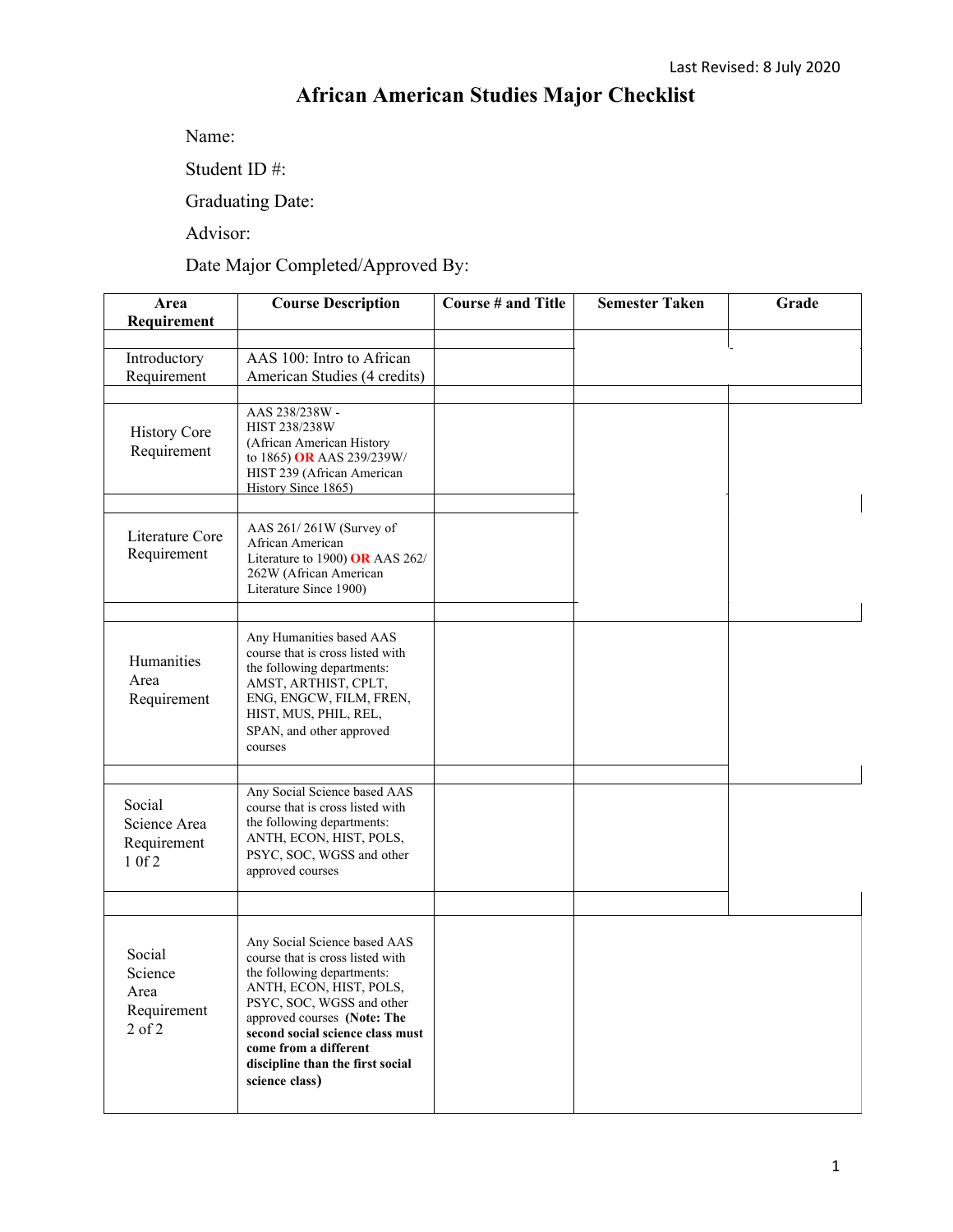Last Revised: 8 July 2020

# African American Studies Major Checklist

Name:

Student ID #:

Graduating Date:

Advisor:

Date Major Completed/Approved By:

| Area Requirement | Course Description | Course # and Title | Semester Taken | Grade |
|---|---|---|---|---|
| Introductory Requirement | AAS 100: Intro to African American Studies (4 credits) | | | |
| History Core Requirement | AAS 238/238W - HIST 238/238W (African American History to 1865) **OR** AAS 239/239W/ HIST 239 (African American History Since 1865) | | | |
| Literature Core Requirement | AAS 261/ 261W (Survey of African American Literature to 1900) **OR** AAS 262/ 262W (African American Literature Since 1900) | | | |
| Humanities Area Requirement | Any Humanities based AAS course that is cross listed with the following departments: AMST, ARTHIST, CPLT, ENG, ENGCW, FILM, FREN, HIST, MUS, PHIL, REL, SPAN, and other approved courses | | | |
| Social Science Area Requirement 1 0f 2 | Any Social Science based AAS course that is cross listed with the following departments: ANTH, ECON, HIST, POLS, PSYC, SOC, WGSS and other approved courses | | | |
| Social Science Area Requirement 2 of 2 | Any Social Science based AAS course that is cross listed with the following departments: ANTH, ECON, HIST, POLS, PSYC, SOC, WGSS and other approved courses **(Note: The second social science class must come from a different discipline than the first social science class)** | | | |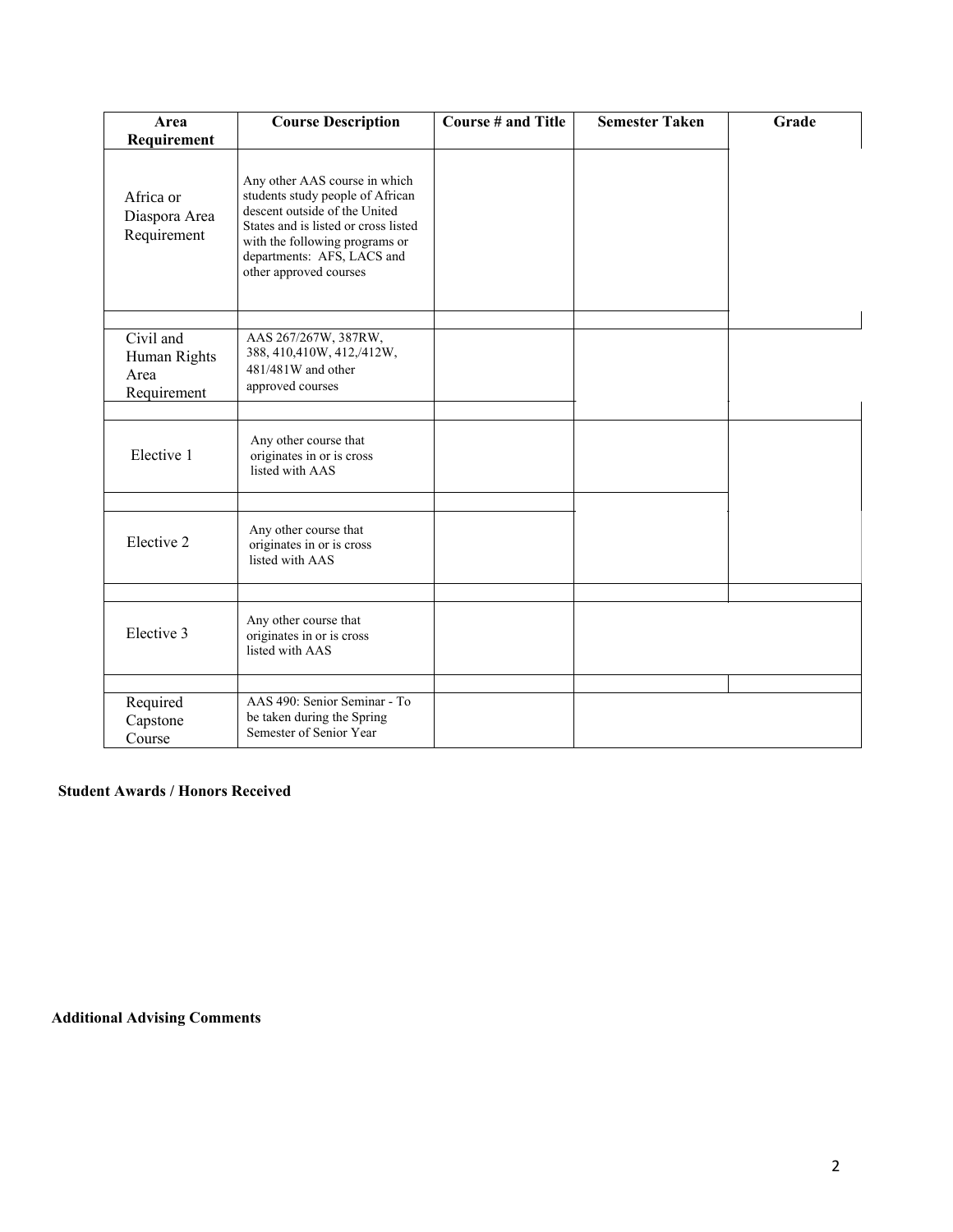| Area Requirement | Course Description | Course # and Title | Semester Taken | Grade |
|---|---|---|---|---|
| Africa or Diaspora Area Requirement | Any other AAS course in which students study people of African descent outside of the United States and is listed or cross listed with the following programs or departments: AFS, LACS and other approved courses | | | |
| Civil and Human Rights Area Requirement | AAS 267/267W, 387RW, 388, 410,410W, 412,/412W, 481/481W and other approved courses | | | |
| Elective 1 | Any other course that originates in or is cross listed with AAS | | | |
| Elective 2 | Any other course that originates in or is cross listed with AAS | | | |
| Elective 3 | Any other course that originates in or is cross listed with AAS | | | |
| Required Capstone Course | AAS 490: Senior Seminar - To be taken during the Spring Semester of Senior Year | | | |

**Student Awards / Honors Received**

**Additional Advising Comments**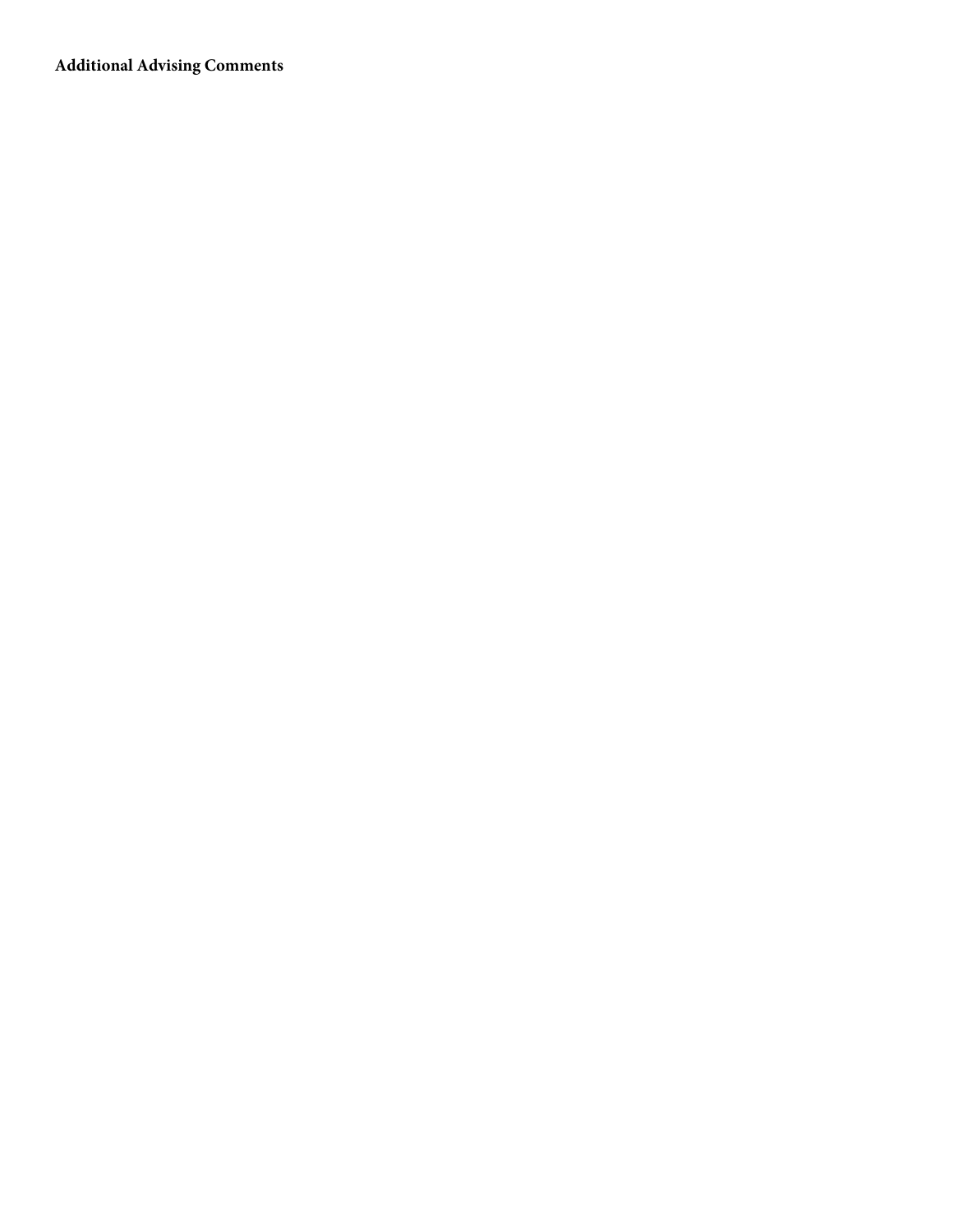**Additional Advising Comments**